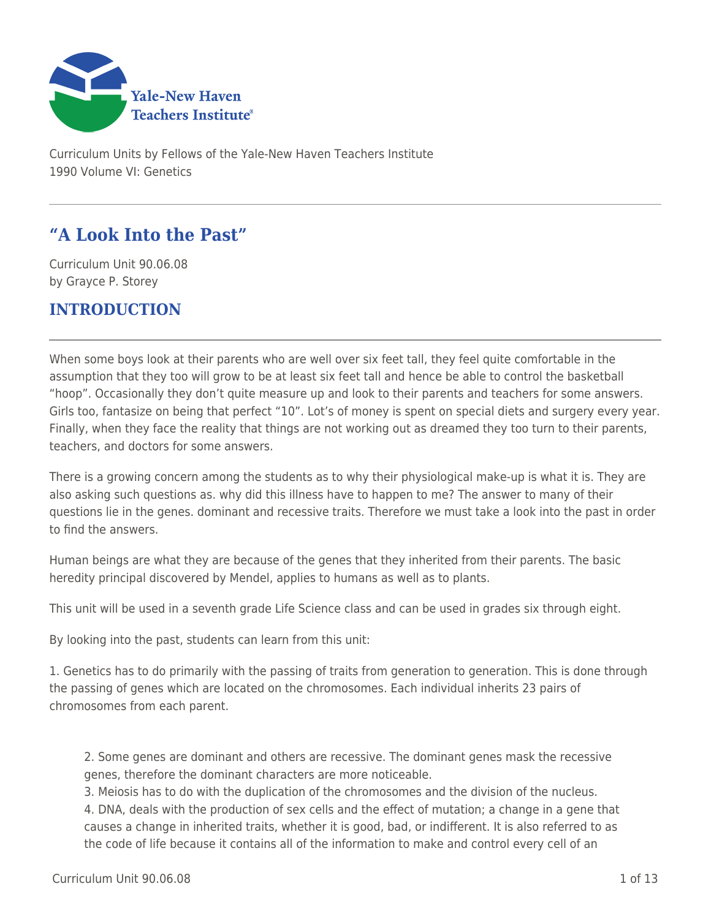Curriculum Units by Fellows of the Yale-New Haven Teachers Institute
1990 Volume VI: Genetics

# "A Look Into the Past"

Curriculum Unit 90.06.08
by Grayce P. Storey

## INTRODUCTION

When some boys look at their parents who are well over six feet tall, they feel quite comfortable in the assumption that they too will grow to be at least six feet tall and hence be able to control the basketball "hoop". Occasionally they don't quite measure up and look to their parents and teachers for some answers. Girls too, fantasize on being that perfect "10". Lot's of money is spent on special diets and surgery every year. Finally, when they face the reality that things are not working out as dreamed they too turn to their parents, teachers, and doctors for some answers.

There is a growing concern among the students as to why their physiological make-up is what it is. They are also asking such questions as. why did this illness have to happen to me? The answer to many of their questions lie in the genes. dominant and recessive traits. Therefore we must take a look into the past in order to find the answers.

Human beings are what they are because of the genes that they inherited from their parents. The basic heredity principal discovered by Mendel, applies to humans as well as to plants.

This unit will be used in a seventh grade Life Science class and can be used in grades six through eight.

By looking into the past, students can learn from this unit:

1. Genetics has to do primarily with the passing of traits from generation to generation. This is done through the passing of genes which are located on the chromosomes. Each individual inherits 23 pairs of chromosomes from each parent.

2. Some genes are dominant and others are recessive. The dominant genes mask the recessive genes, therefore the dominant characters are more noticeable.
3. Meiosis has to do with the duplication of the chromosomes and the division of the nucleus.
4. DNA, deals with the production of sex cells and the effect of mutation; a change in a gene that causes a change in inherited traits, whether it is good, bad, or indifferent. It is also referred to as the code of life because it contains all of the information to make and control every cell of an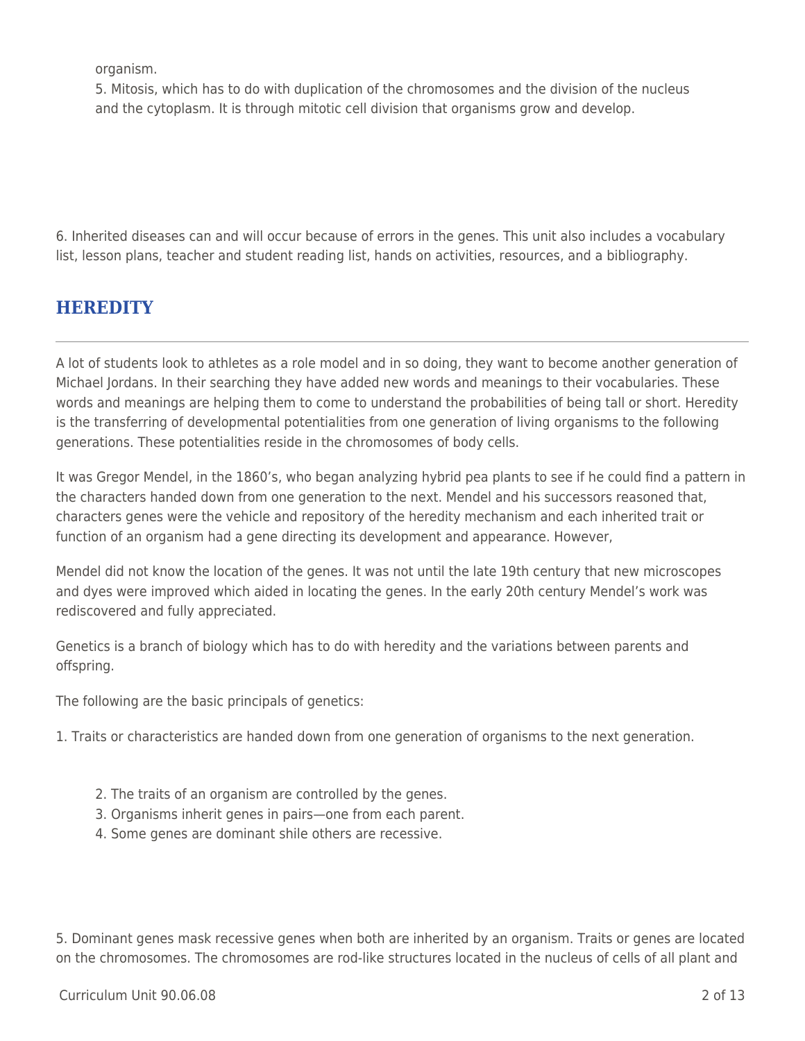organism.

5. Mitosis, which has to do with duplication of the chromosomes and the division of the nucleus and the cytoplasm. It is through mitotic cell division that organisms grow and develop.

6. Inherited diseases can and will occur because of errors in the genes. This unit also includes a vocabulary list, lesson plans, teacher and student reading list, hands on activities, resources, and a bibliography.

## HEREDITY

A lot of students look to athletes as a role model and in so doing, they want to become another generation of Michael Jordans. In their searching they have added new words and meanings to their vocabularies. These words and meanings are helping them to come to understand the probabilities of being tall or short. Heredity is the transferring of developmental potentialities from one generation of living organisms to the following generations. These potentialities reside in the chromosomes of body cells.

It was Gregor Mendel, in the 1860's, who began analyzing hybrid pea plants to see if he could find a pattern in the characters handed down from one generation to the next. Mendel and his successors reasoned that, characters genes were the vehicle and repository of the heredity mechanism and each inherited trait or function of an organism had a gene directing its development and appearance. However,

Mendel did not know the location of the genes. It was not until the late 19th century that new microscopes and dyes were improved which aided in locating the genes. In the early 20th century Mendel's work was rediscovered and fully appreciated.

Genetics is a branch of biology which has to do with heredity and the variations between parents and offspring.

The following are the basic principals of genetics:

1. Traits or characteristics are handed down from one generation of organisms to the next generation.
2. The traits of an organism are controlled by the genes.
3. Organisms inherit genes in pairs—one from each parent.
4. Some genes are dominant shile others are recessive.

5. Dominant genes mask recessive genes when both are inherited by an organism. Traits or genes are located on the chromosomes. The chromosomes are rod-like structures located in the nucleus of cells of all plant and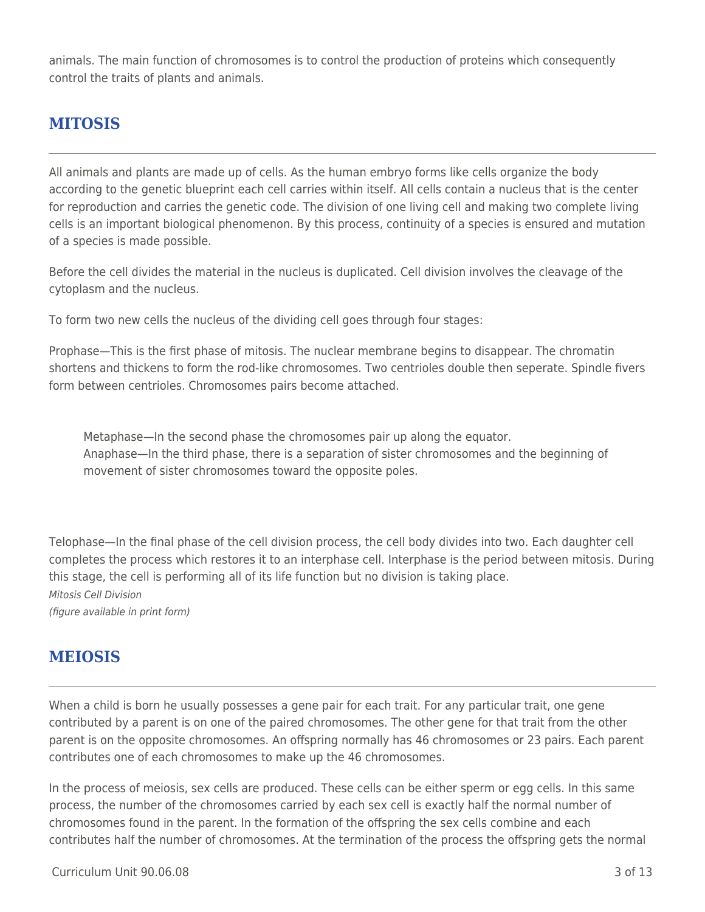animals. The main function of chromosomes is to control the production of proteins which consequently control the traits of plants and animals.

## MITOSIS

All animals and plants are made up of cells. As the human embryo forms like cells organize the body according to the genetic blueprint each cell carries within itself. All cells contain a nucleus that is the center for reproduction and carries the genetic code. The division of one living cell and making two complete living cells is an important biological phenomenon. By this process, continuity of a species is ensured and mutation of a species is made possible.

Before the cell divides the material in the nucleus is duplicated. Cell division involves the cleavage of the cytoplasm and the nucleus.

To form two new cells the nucleus of the dividing cell goes through four stages:

Prophase—This is the first phase of mitosis. The nuclear membrane begins to disappear. The chromatin shortens and thickens to form the rod-like chromosomes. Two centrioles double then seperate. Spindle fivers form between centrioles. Chromosomes pairs become attached.

> Metaphase—In the second phase the chromosomes pair up along the equator.
> Anaphase—In the third phase, there is a separation of sister chromosomes and the beginning of movement of sister chromosomes toward the opposite poles.

Telophase—In the final phase of the cell division process, the cell body divides into two. Each daughter cell completes the process which restores it to an interphase cell. Interphase is the period between mitosis. During this stage, the cell is performing all of its life function but no division is taking place.

*Mitosis Cell Division*
*(figure available in print form)*

## MEIOSIS

When a child is born he usually possesses a gene pair for each trait. For any particular trait, one gene contributed by a parent is on one of the paired chromosomes. The other gene for that trait from the other parent is on the opposite chromosomes. An offspring normally has 46 chromosomes or 23 pairs. Each parent contributes one of each chromosomes to make up the 46 chromosomes.

In the process of meiosis, sex cells are produced. These cells can be either sperm or egg cells. In this same process, the number of the chromosomes carried by each sex cell is exactly half the normal number of chromosomes found in the parent. In the formation of the offspring the sex cells combine and each contributes half the number of chromosomes. At the termination of the process the offspring gets the normal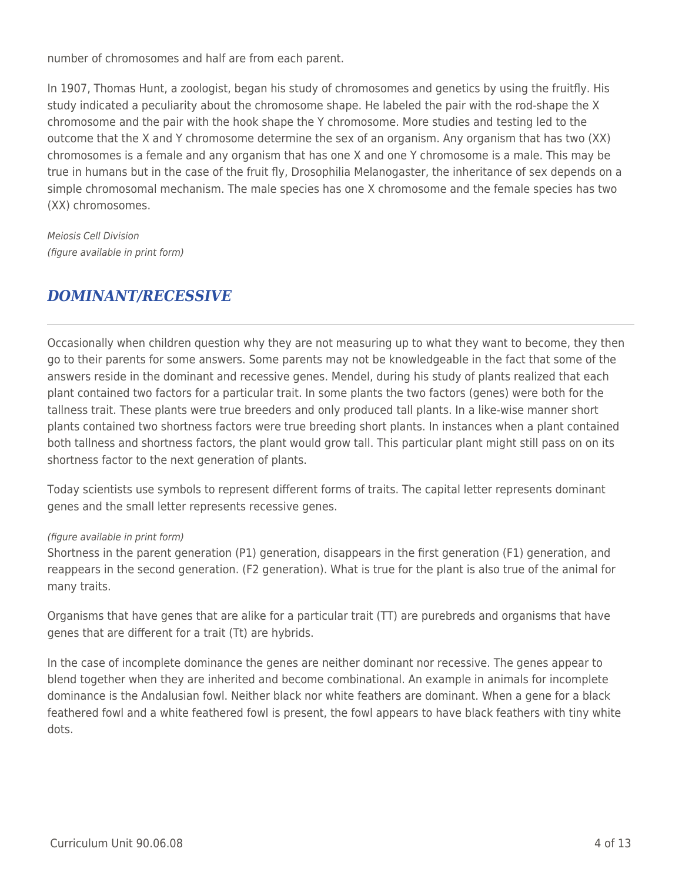number of chromosomes and half are from each parent.

In 1907, Thomas Hunt, a zoologist, began his study of chromosomes and genetics by using the fruitfly. His study indicated a peculiarity about the chromosome shape. He labeled the pair with the rod-shape the X chromosome and the pair with the hook shape the Y chromosome. More studies and testing led to the outcome that the X and Y chromosome determine the sex of an organism. Any organism that has two (XX) chromosomes is a female and any organism that has one X and one Y chromosome is a male. This may be true in humans but in the case of the fruit fly, Drosophilia Melanogaster, the inheritance of sex depends on a simple chromosomal mechanism. The male species has one X chromosome and the female species has two (XX) chromosomes.

*Meiosis Cell Division*
*(figure available in print form)*

## *DOMINANT/RECESSIVE*

Occasionally when children question why they are not measuring up to what they want to become, they then go to their parents for some answers. Some parents may not be knowledgeable in the fact that some of the answers reside in the dominant and recessive genes. Mendel, during his study of plants realized that each plant contained two factors for a particular trait. In some plants the two factors (genes) were both for the tallness trait. These plants were true breeders and only produced tall plants. In a like-wise manner short plants contained two shortness factors were true breeding short plants. In instances when a plant contained both tallness and shortness factors, the plant would grow tall. This particular plant might still pass on on its shortness factor to the next generation of plants.

Today scientists use symbols to represent different forms of traits. The capital letter represents dominant genes and the small letter represents recessive genes.

*(figure available in print form)*
Shortness in the parent generation (P1) generation, disappears in the first generation (F1) generation, and reappears in the second generation. (F2 generation). What is true for the plant is also true of the animal for many traits.

Organisms that have genes that are alike for a particular trait (TT) are purebreds and organisms that have genes that are different for a trait (Tt) are hybrids.

In the case of incomplete dominance the genes are neither dominant nor recessive. The genes appear to blend together when they are inherited and become combinational. An example in animals for incomplete dominance is the Andalusian fowl. Neither black nor white feathers are dominant. When a gene for a black feathered fowl and a white feathered fowl is present, the fowl appears to have black feathers with tiny white dots.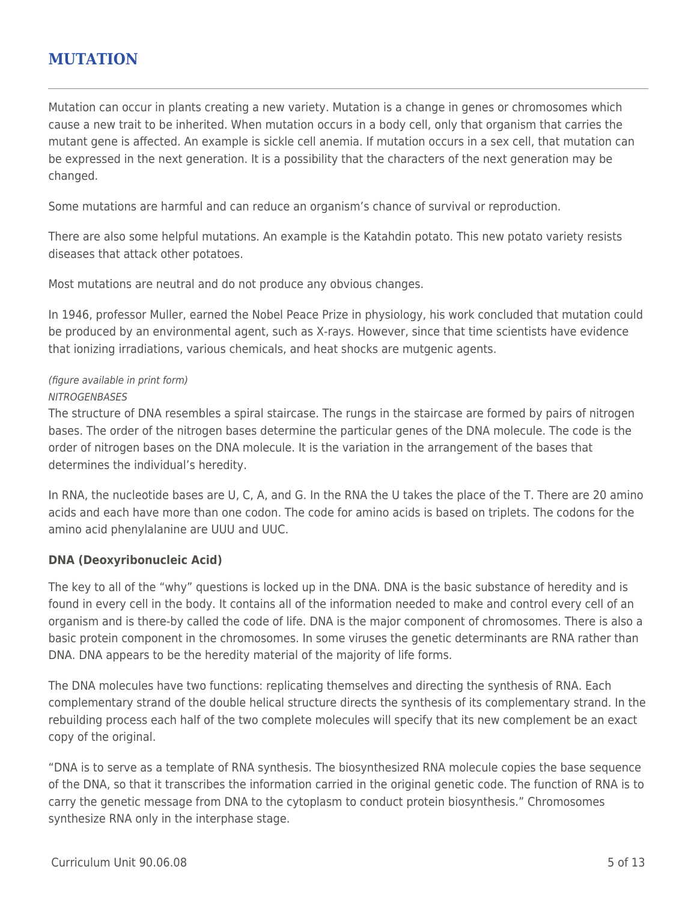## MUTATION

Mutation can occur in plants creating a new variety. Mutation is a change in genes or chromosomes which cause a new trait to be inherited. When mutation occurs in a body cell, only that organism that carries the mutant gene is affected. An example is sickle cell anemia. If mutation occurs in a sex cell, that mutation can be expressed in the next generation. It is a possibility that the characters of the next generation may be changed.

Some mutations are harmful and can reduce an organism's chance of survival or reproduction.

There are also some helpful mutations. An example is the Katahdin potato. This new potato variety resists diseases that attack other potatoes.

Most mutations are neutral and do not produce any obvious changes.

In 1946, professor Muller, earned the Nobel Peace Prize in physiology, his work concluded that mutation could be produced by an environmental agent, such as X-rays. However, since that time scientists have evidence that ionizing irradiations, various chemicals, and heat shocks are mutgenic agents.

*(figure available in print form)*
*NITROGENBASES*

The structure of DNA resembles a spiral staircase. The rungs in the staircase are formed by pairs of nitrogen bases. The order of the nitrogen bases determine the particular genes of the DNA molecule. The code is the order of nitrogen bases on the DNA molecule. It is the variation in the arrangement of the bases that determines the individual's heredity.

In RNA, the nucleotide bases are U, C, A, and G. In the RNA the U takes the place of the T. There are 20 amino acids and each have more than one codon. The code for amino acids is based on triplets. The codons for the amino acid phenylalanine are UUU and UUC.

### DNA (Deoxyribonucleic Acid)

The key to all of the "why" questions is locked up in the DNA. DNA is the basic substance of heredity and is found in every cell in the body. It contains all of the information needed to make and control every cell of an organism and is there-by called the code of life. DNA is the major component of chromosomes. There is also a basic protein component in the chromosomes. In some viruses the genetic determinants are RNA rather than DNA. DNA appears to be the heredity material of the majority of life forms.

The DNA molecules have two functions: replicating themselves and directing the synthesis of RNA. Each complementary strand of the double helical structure directs the synthesis of its complementary strand. In the rebuilding process each half of the two complete molecules will specify that its new complement be an exact copy of the original.

"DNA is to serve as a template of RNA synthesis. The biosynthesized RNA molecule copies the base sequence of the DNA, so that it transcribes the information carried in the original genetic code. The function of RNA is to carry the genetic message from DNA to the cytoplasm to conduct protein biosynthesis." Chromosomes synthesize RNA only in the interphase stage.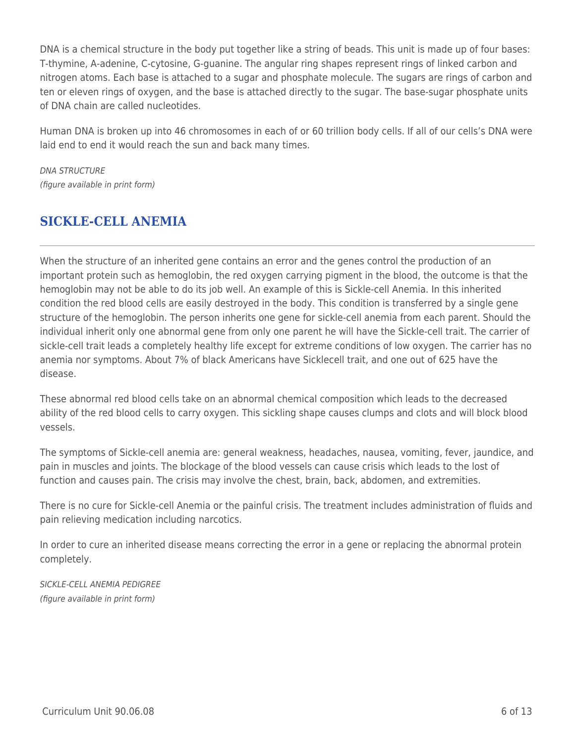DNA is a chemical structure in the body put together like a string of beads. This unit is made up of four bases: T-thymine, A-adenine, C-cytosine, G-guanine. The angular ring shapes represent rings of linked carbon and nitrogen atoms. Each base is attached to a sugar and phosphate molecule. The sugars are rings of carbon and ten or eleven rings of oxygen, and the base is attached directly to the sugar. The base-sugar phosphate units of DNA chain are called nucleotides.

Human DNA is broken up into 46 chromosomes in each of or 60 trillion body cells. If all of our cells's DNA were laid end to end it would reach the sun and back many times.

*DNA STRUCTURE*
*(figure available in print form)*

## SICKLE-CELL ANEMIA

When the structure of an inherited gene contains an error and the genes control the production of an important protein such as hemoglobin, the red oxygen carrying pigment in the blood, the outcome is that the hemoglobin may not be able to do its job well. An example of this is Sickle-cell Anemia. In this inherited condition the red blood cells are easily destroyed in the body. This condition is transferred by a single gene structure of the hemoglobin. The person inherits one gene for sickle-cell anemia from each parent. Should the individual inherit only one abnormal gene from only one parent he will have the Sickle-cell trait. The carrier of sickle-cell trait leads a completely healthy life except for extreme conditions of low oxygen. The carrier has no anemia nor symptoms. About 7% of black Americans have Sicklecell trait, and one out of 625 have the disease.

These abnormal red blood cells take on an abnormal chemical composition which leads to the decreased ability of the red blood cells to carry oxygen. This sickling shape causes clumps and clots and will block blood vessels.

The symptoms of Sickle-cell anemia are: general weakness, headaches, nausea, vomiting, fever, jaundice, and pain in muscles and joints. The blockage of the blood vessels can cause crisis which leads to the lost of function and causes pain. The crisis may involve the chest, brain, back, abdomen, and extremities.

There is no cure for Sickle-cell Anemia or the painful crisis. The treatment includes administration of fluids and pain relieving medication including narcotics.

In order to cure an inherited disease means correcting the error in a gene or replacing the abnormal protein completely.

*SICKLE-CELL ANEMIA PEDIGREE*
*(figure available in print form)*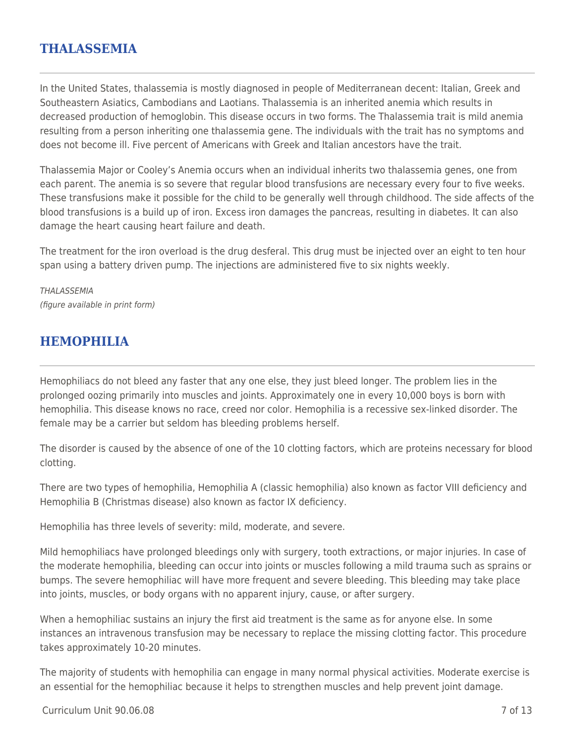## THALASSEMIA

In the United States, thalassemia is mostly diagnosed in people of Mediterranean decent: Italian, Greek and Southeastern Asiatics, Cambodians and Laotians. Thalassemia is an inherited anemia which results in decreased production of hemoglobin. This disease occurs in two forms. The Thalassemia trait is mild anemia resulting from a person inheriting one thalassemia gene. The individuals with the trait has no symptoms and does not become ill. Five percent of Americans with Greek and Italian ancestors have the trait.

Thalassemia Major or Cooley's Anemia occurs when an individual inherits two thalassemia genes, one from each parent. The anemia is so severe that regular blood transfusions are necessary every four to five weeks. These transfusions make it possible for the child to be generally well through childhood. The side affects of the blood transfusions is a build up of iron. Excess iron damages the pancreas, resulting in diabetes. It can also damage the heart causing heart failure and death.

The treatment for the iron overload is the drug desferal. This drug must be injected over an eight to ten hour span using a battery driven pump. The injections are administered five to six nights weekly.

*THALASSEMIA*
*(figure available in print form)*

## HEMOPHILIA

Hemophiliacs do not bleed any faster that any one else, they just bleed longer. The problem lies in the prolonged oozing primarily into muscles and joints. Approximately one in every 10,000 boys is born with hemophilia. This disease knows no race, creed nor color. Hemophilia is a recessive sex-linked disorder. The female may be a carrier but seldom has bleeding problems herself.

The disorder is caused by the absence of one of the 10 clotting factors, which are proteins necessary for blood clotting.

There are two types of hemophilia, Hemophilia A (classic hemophilia) also known as factor VIII deficiency and Hemophilia B (Christmas disease) also known as factor IX deficiency.

Hemophilia has three levels of severity: mild, moderate, and severe.

Mild hemophiliacs have prolonged bleedings only with surgery, tooth extractions, or major injuries. In case of the moderate hemophilia, bleeding can occur into joints or muscles following a mild trauma such as sprains or bumps. The severe hemophiliac will have more frequent and severe bleeding. This bleeding may take place into joints, muscles, or body organs with no apparent injury, cause, or after surgery.

When a hemophiliac sustains an injury the first aid treatment is the same as for anyone else. In some instances an intravenous transfusion may be necessary to replace the missing clotting factor. This procedure takes approximately 10-20 minutes.

The majority of students with hemophilia can engage in many normal physical activities. Moderate exercise is an essential for the hemophiliac because it helps to strengthen muscles and help prevent joint damage.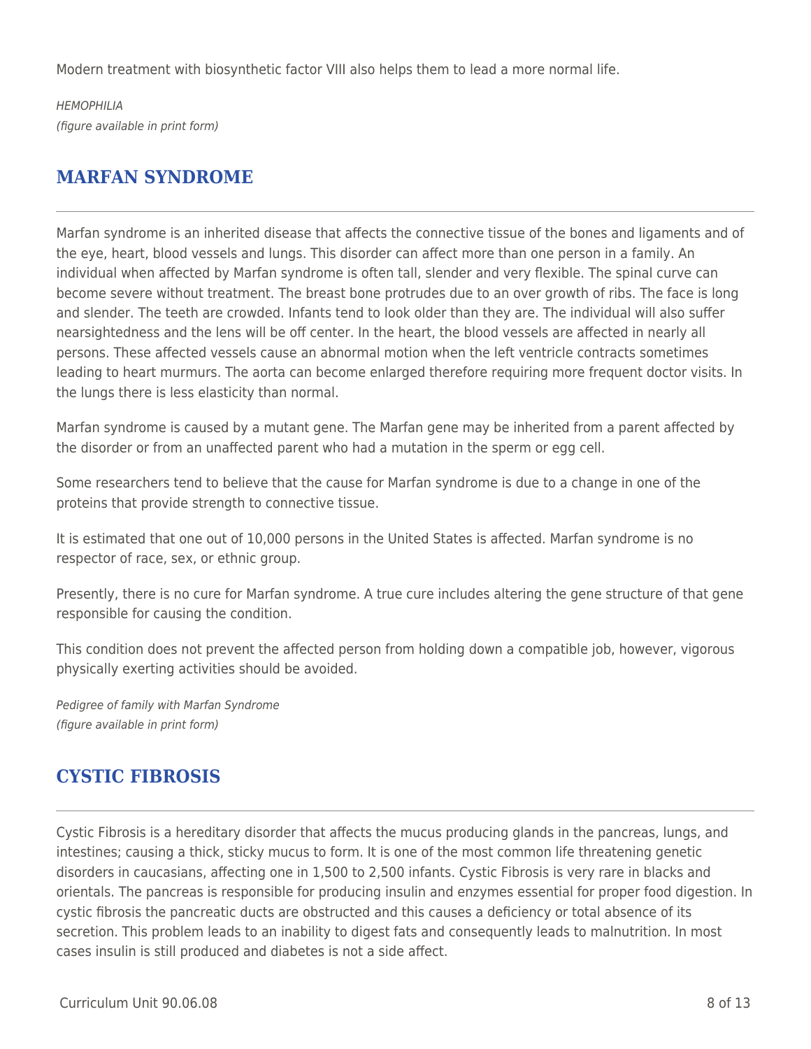Modern treatment with biosynthetic factor VIII also helps them to lead a more normal life.

*HEMOPHILIA*
*(figure available in print form)*

## MARFAN SYNDROME

Marfan syndrome is an inherited disease that affects the connective tissue of the bones and ligaments and of the eye, heart, blood vessels and lungs. This disorder can affect more than one person in a family. An individual when affected by Marfan syndrome is often tall, slender and very flexible. The spinal curve can become severe without treatment. The breast bone protrudes due to an over growth of ribs. The face is long and slender. The teeth are crowded. Infants tend to look older than they are. The individual will also suffer nearsightedness and the lens will be off center. In the heart, the blood vessels are affected in nearly all persons. These affected vessels cause an abnormal motion when the left ventricle contracts sometimes leading to heart murmurs. The aorta can become enlarged therefore requiring more frequent doctor visits. In the lungs there is less elasticity than normal.

Marfan syndrome is caused by a mutant gene. The Marfan gene may be inherited from a parent affected by the disorder or from an unaffected parent who had a mutation in the sperm or egg cell.

Some researchers tend to believe that the cause for Marfan syndrome is due to a change in one of the proteins that provide strength to connective tissue.

It is estimated that one out of 10,000 persons in the United States is affected. Marfan syndrome is no respector of race, sex, or ethnic group.

Presently, there is no cure for Marfan syndrome. A true cure includes altering the gene structure of that gene responsible for causing the condition.

This condition does not prevent the affected person from holding down a compatible job, however, vigorous physically exerting activities should be avoided.

*Pedigree of family with Marfan Syndrome*
*(figure available in print form)*

## CYSTIC FIBROSIS

Cystic Fibrosis is a hereditary disorder that affects the mucus producing glands in the pancreas, lungs, and intestines; causing a thick, sticky mucus to form. It is one of the most common life threatening genetic disorders in caucasians, affecting one in 1,500 to 2,500 infants. Cystic Fibrosis is very rare in blacks and orientals. The pancreas is responsible for producing insulin and enzymes essential for proper food digestion. In cystic fibrosis the pancreatic ducts are obstructed and this causes a deficiency or total absence of its secretion. This problem leads to an inability to digest fats and consequently leads to malnutrition. In most cases insulin is still produced and diabetes is not a side affect.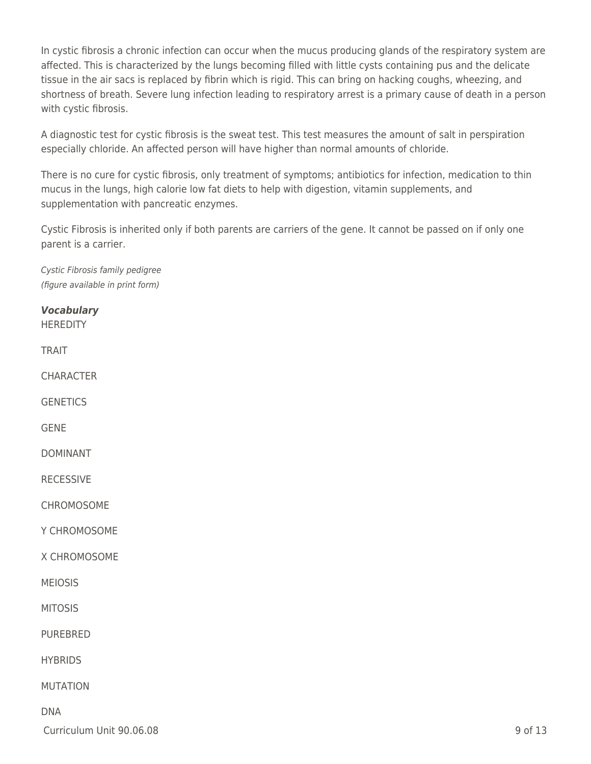In cystic fibrosis a chronic infection can occur when the mucus producing glands of the respiratory system are affected. This is characterized by the lungs becoming filled with little cysts containing pus and the delicate tissue in the air sacs is replaced by fibrin which is rigid. This can bring on hacking coughs, wheezing, and shortness of breath. Severe lung infection leading to respiratory arrest is a primary cause of death in a person with cystic fibrosis.

A diagnostic test for cystic fibrosis is the sweat test. This test measures the amount of salt in perspiration especially chloride. An affected person will have higher than normal amounts of chloride.

There is no cure for cystic fibrosis, only treatment of symptoms; antibiotics for infection, medication to thin mucus in the lungs, high calorie low fat diets to help with digestion, vitamin supplements, and supplementation with pancreatic enzymes.

Cystic Fibrosis is inherited only if both parents are carriers of the gene. It cannot be passed on if only one parent is a carrier.

*Cystic Fibrosis family pedigree*
*(figure available in print form)*

***Vocabulary***

HEREDITY

TRAIT

CHARACTER

GENETICS

GENE

DOMINANT

RECESSIVE

CHROMOSOME

Y CHROMOSOME

X CHROMOSOME

MEIOSIS

MITOSIS

PUREBRED

HYBRIDS

MUTATION

DNA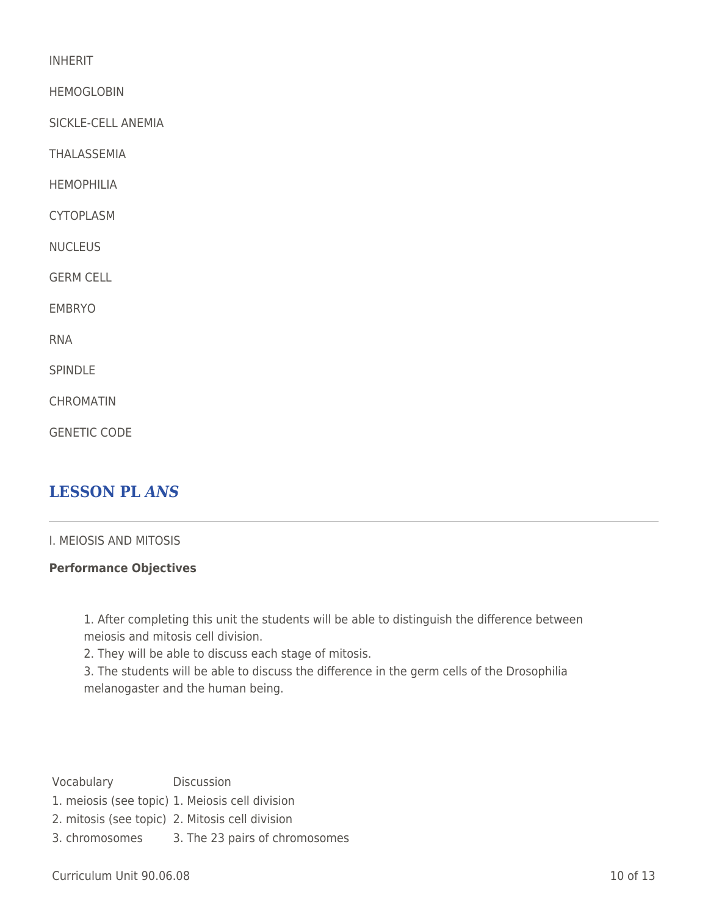INHERIT

HEMOGLOBIN

SICKLE-CELL ANEMIA

THALASSEMIA

HEMOPHILIA

CYTOPLASM

NUCLEUS

GERM CELL

EMBRYO

RNA

SPINDLE

CHROMATIN

GENETIC CODE

## LESSON PL *ANS*

---

I. MEIOSIS AND MITOSIS

**Performance Objectives**

1. After completing this unit the students will be able to distinguish the difference between meiosis and mitosis cell division.
2. They will be able to discuss each stage of mitosis.
3. The students will be able to discuss the difference in the germ cells of the Drosophilia melanogaster and the human being.

| Vocabulary | Discussion |
| --- | --- |
| 1. meiosis (see topic) | 1. Meiosis cell division |
| 2. mitosis (see topic) | 2. Mitosis cell division |
| 3. chromosomes | 3. The 23 pairs of chromosomes |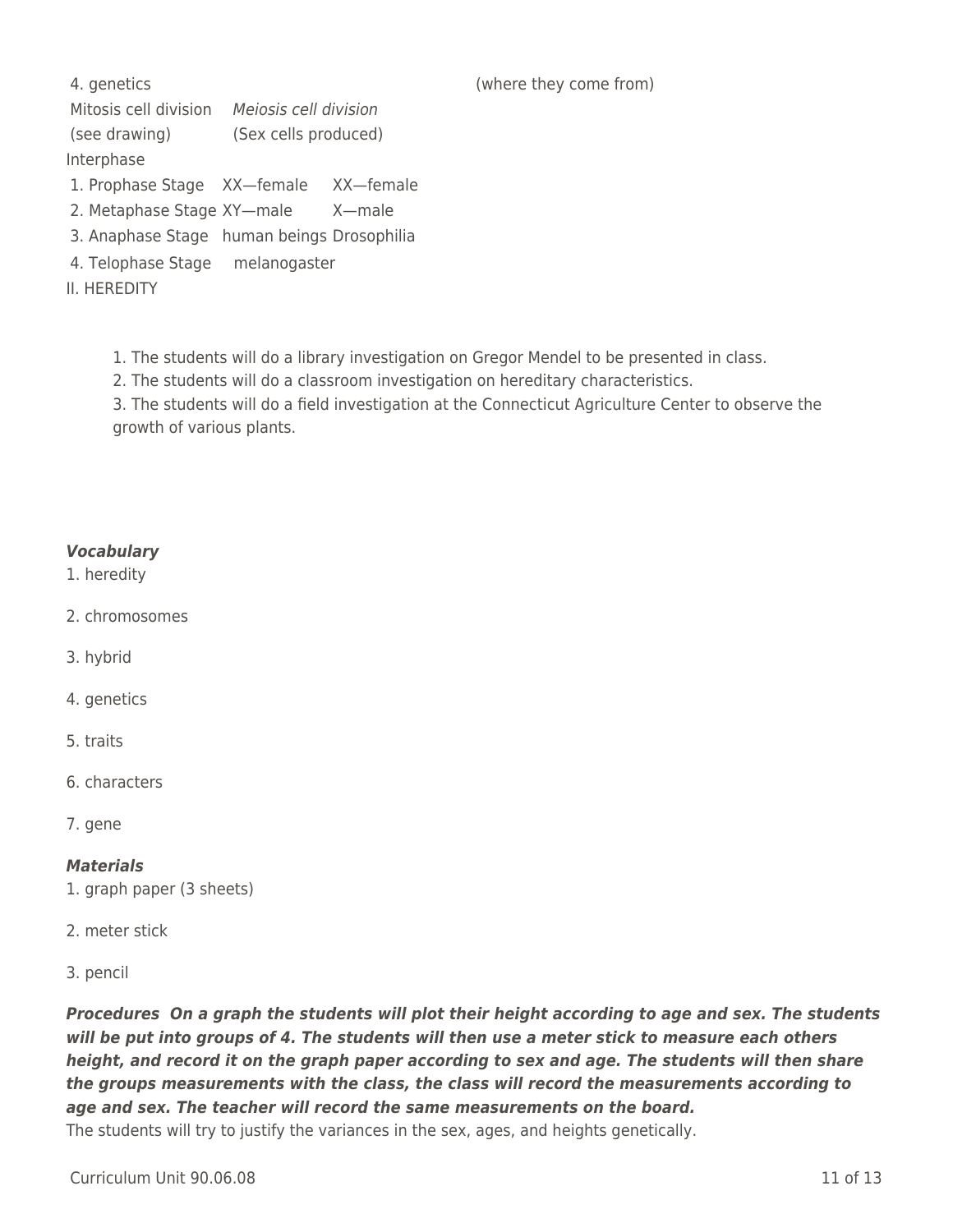4. genetics (where they come from)

Mitosis cell division *Meiosis cell division*

(see drawing) (Sex cells produced)

Interphase

1. Prophase Stage XX—female XX—female
2. Metaphase Stage XY—male X—male
3. Anaphase Stage human beings Drosophilia
4. Telophase Stage melanogaster

II. HEREDITY

1. The students will do a library investigation on Gregor Mendel to be presented in class.
2. The students will do a classroom investigation on hereditary characteristics.
3. The students will do a field investigation at the Connecticut Agriculture Center to observe the growth of various plants.

***Vocabulary***

1. heredity
2. chromosomes
3. hybrid
4. genetics
5. traits
6. characters
7. gene

***Materials***

1. graph paper (3 sheets)
2. meter stick
3. pencil

***Procedures On a graph the students will plot their height according to age and sex. The students will be put into groups of 4. The students will then use a meter stick to measure each others height, and record it on the graph paper according to sex and age. The students will then share the groups measurements with the class, the class will record the measurements according to age and sex. The teacher will record the same measurements on the board.***

The students will try to justify the variances in the sex, ages, and heights genetically.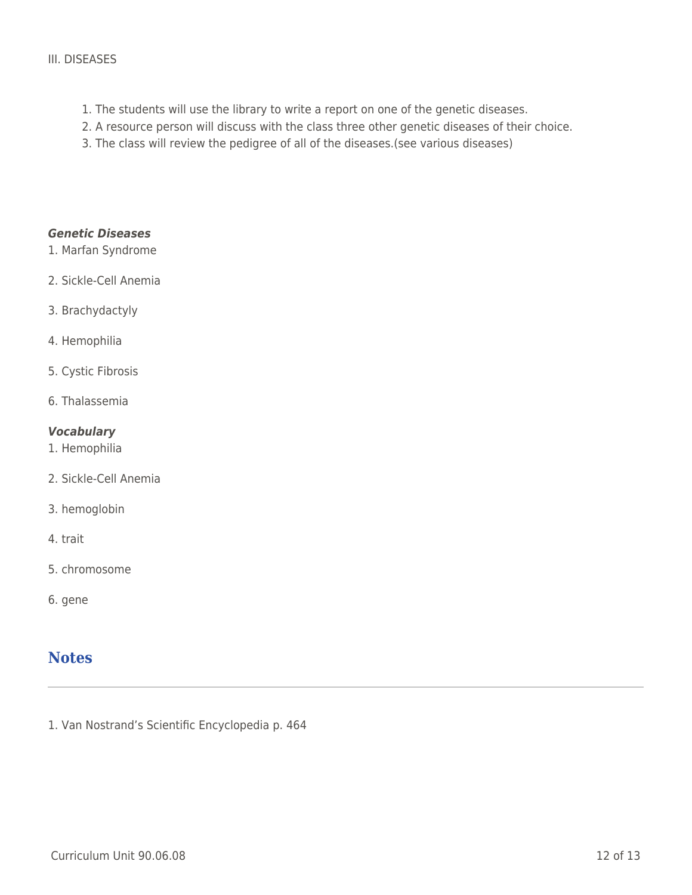III. DISEASES

1. The students will use the library to write a report on one of the genetic diseases.
2. A resource person will discuss with the class three other genetic diseases of their choice.
3. The class will review the pedigree of all of the diseases.(see various diseases)

***Genetic Diseases***

1. Marfan Syndrome
2. Sickle-Cell Anemia
3. Brachydactyly
4. Hemophilia
5. Cystic Fibrosis
6. Thalassemia

***Vocabulary***

1. Hemophilia
2. Sickle-Cell Anemia
3. hemoglobin
4. trait
5. chromosome
6. gene

## Notes

1. Van Nostrand's Scientific Encyclopedia p. 464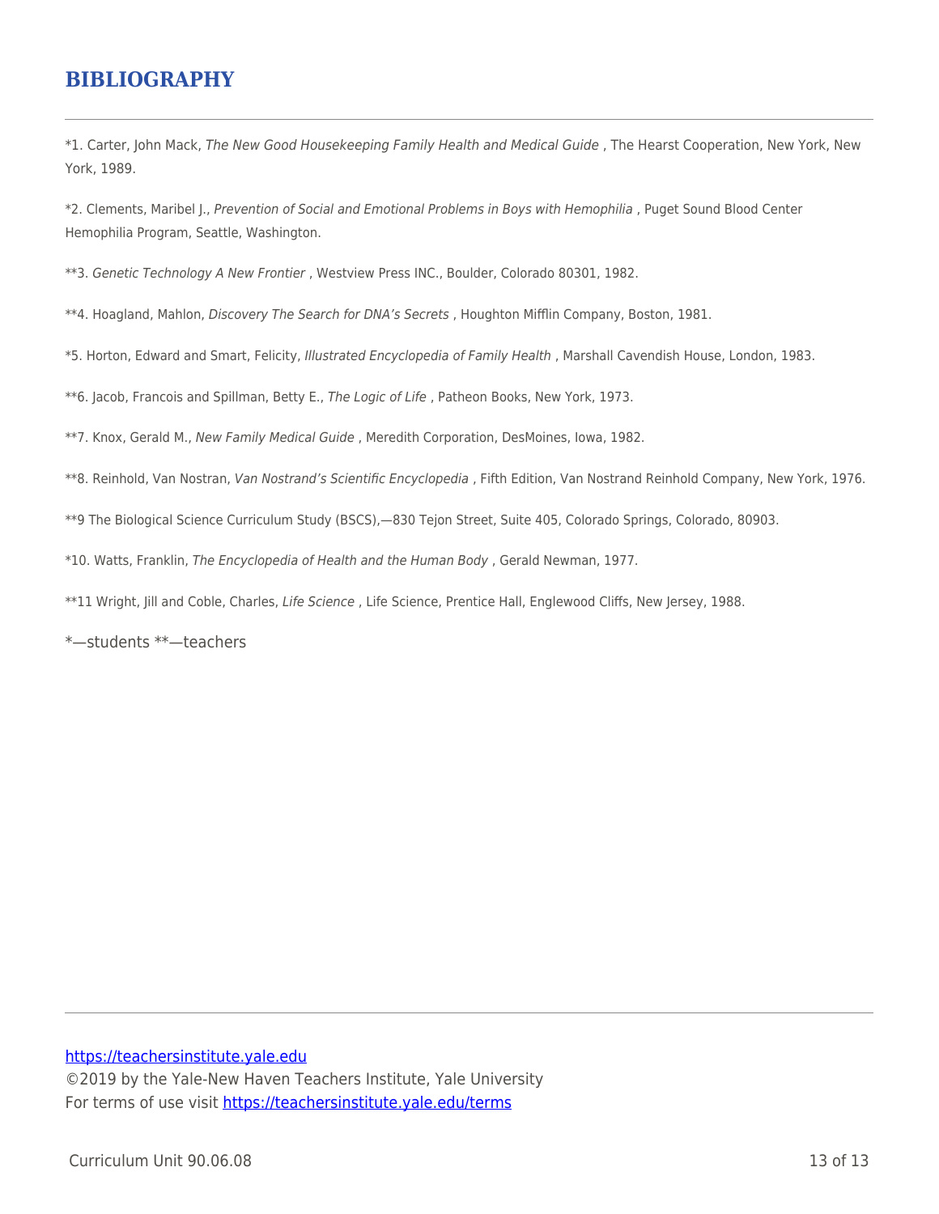# BIBLIOGRAPHY

*1. Carter, John Mack, *The New Good Housekeeping Family Health and Medical Guide* , The Hearst Cooperation, New York, New York, 1989.

*2. Clements, Maribel J., *Prevention of Social and Emotional Problems in Boys with Hemophilia* , Puget Sound Blood Center Hemophilia Program, Seattle, Washington.

**3. *Genetic Technology A New Frontier* , Westview Press INC., Boulder, Colorado 80301, 1982.

**4. Hoagland, Mahlon, *Discovery The Search for DNA's Secrets* , Houghton Mifflin Company, Boston, 1981.

*5. Horton, Edward and Smart, Felicity, *Illustrated Encyclopedia of Family Health* , Marshall Cavendish House, London, 1983.

**6. Jacob, Francois and Spillman, Betty E., *The Logic of Life* , Patheon Books, New York, 1973.

**7. Knox, Gerald M., *New Family Medical Guide* , Meredith Corporation, DesMoines, Iowa, 1982.

**8. Reinhold, Van Nostran, *Van Nostrand's Scientific Encyclopedia* , Fifth Edition, Van Nostrand Reinhold Company, New York, 1976.

**9 The Biological Science Curriculum Study (BSCS),—830 Tejon Street, Suite 405, Colorado Springs, Colorado, 80903.

*10. Watts, Franklin, *The Encyclopedia of Health and the Human Body* , Gerald Newman, 1977.

**11 Wright, Jill and Coble, Charles, *Life Science* , Life Science, Prentice Hall, Englewood Cliffs, New Jersey, 1988.

*—students **—teachers

https://teachersinstitute.yale.edu
©2019 by the Yale-New Haven Teachers Institute, Yale University
For terms of use visit https://teachersinstitute.yale.edu/terms